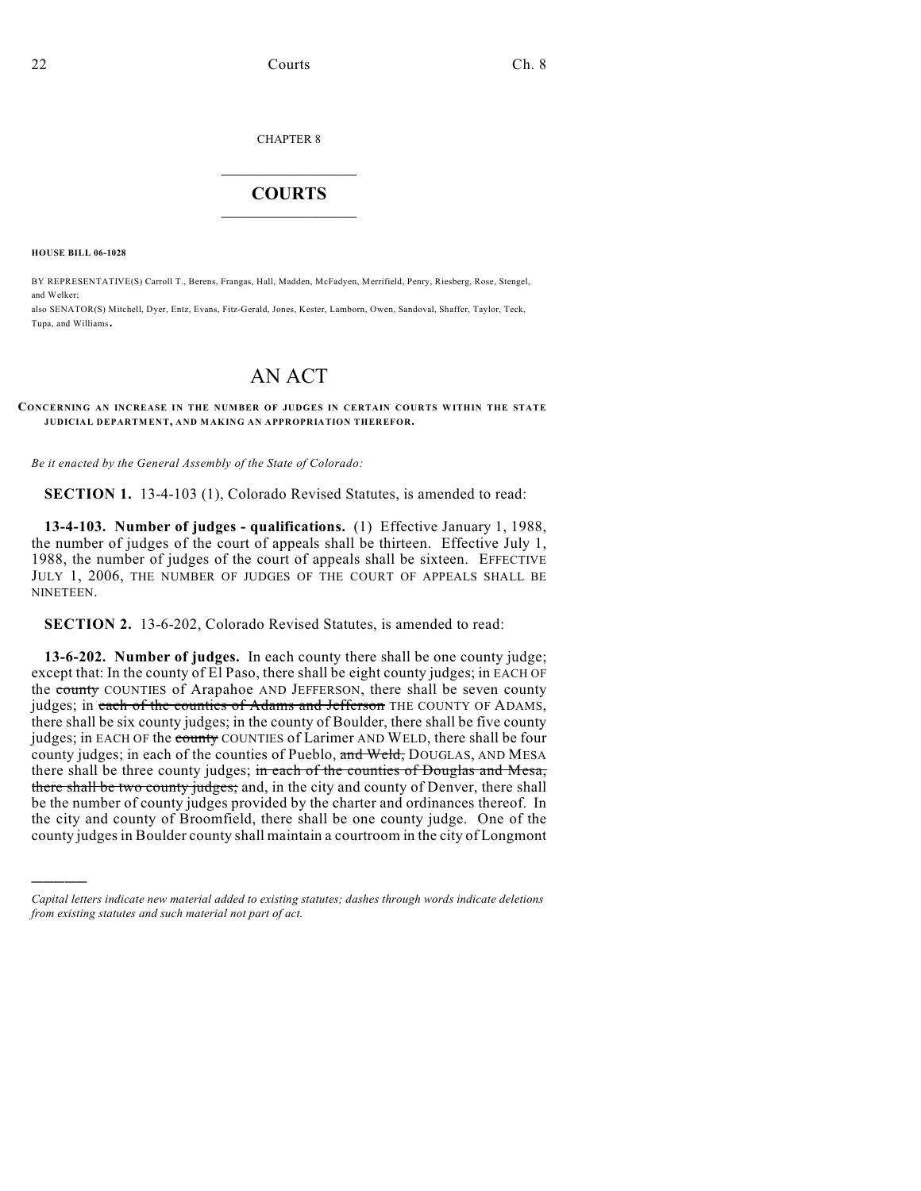CHAPTER 8

## COURTS

**HOUSE BILL 06-1028**

BY REPRESENTATIVE(S) Carroll T., Berens, Frangas, Hall, Madden, McFadyen, Merrifield, Penry, Riesberg, Rose, Stengel, and Welker;
also SENATOR(S) Mitchell, Dyer, Entz, Evans, Fitz-Gerald, Jones, Kester, Lamborn, Owen, Sandoval, Shaffer, Taylor, Teck, Tupa, and Williams.

# AN ACT

**CONCERNING AN INCREASE IN THE NUMBER OF JUDGES IN CERTAIN COURTS WITHIN THE STATE JUDICIAL DEPARTMENT, AND MAKING AN APPROPRIATION THEREFOR.**

*Be it enacted by the General Assembly of the State of Colorado:*

**SECTION 1.** 13-4-103 (1), Colorado Revised Statutes, is amended to read:

**13-4-103. Number of judges - qualifications.** (1) Effective January 1, 1988, the number of judges of the court of appeals shall be thirteen. Effective July 1, 1988, the number of judges of the court of appeals shall be sixteen. EFFECTIVE JULY 1, 2006, THE NUMBER OF JUDGES OF THE COURT OF APPEALS SHALL BE NINETEEN.

**SECTION 2.** 13-6-202, Colorado Revised Statutes, is amended to read:

**13-6-202. Number of judges.** In each county there shall be one county judge; except that: In the county of El Paso, there shall be eight county judges; in EACH OF the ~~county~~ COUNTIES of Arapahoe AND JEFFERSON, there shall be seven county judges; in ~~each of the counties of Adams and Jefferson~~ THE COUNTY OF ADAMS, there shall be six county judges; in the county of Boulder, there shall be five county judges; in EACH OF the ~~county~~ COUNTIES of Larimer AND WELD, there shall be four county judges; in each of the counties of Pueblo, ~~and Weld,~~ DOUGLAS, AND MESA there shall be three county judges; ~~in each of the counties of Douglas and Mesa, there shall be two county judges;~~ and, in the city and county of Denver, there shall be the number of county judges provided by the charter and ordinances thereof. In the city and county of Broomfield, there shall be one county judge. One of the county judges in Boulder county shall maintain a courtroom in the city of Longmont

---

*Capital letters indicate new material added to existing statutes; dashes through words indicate deletions from existing statutes and such material not part of act.*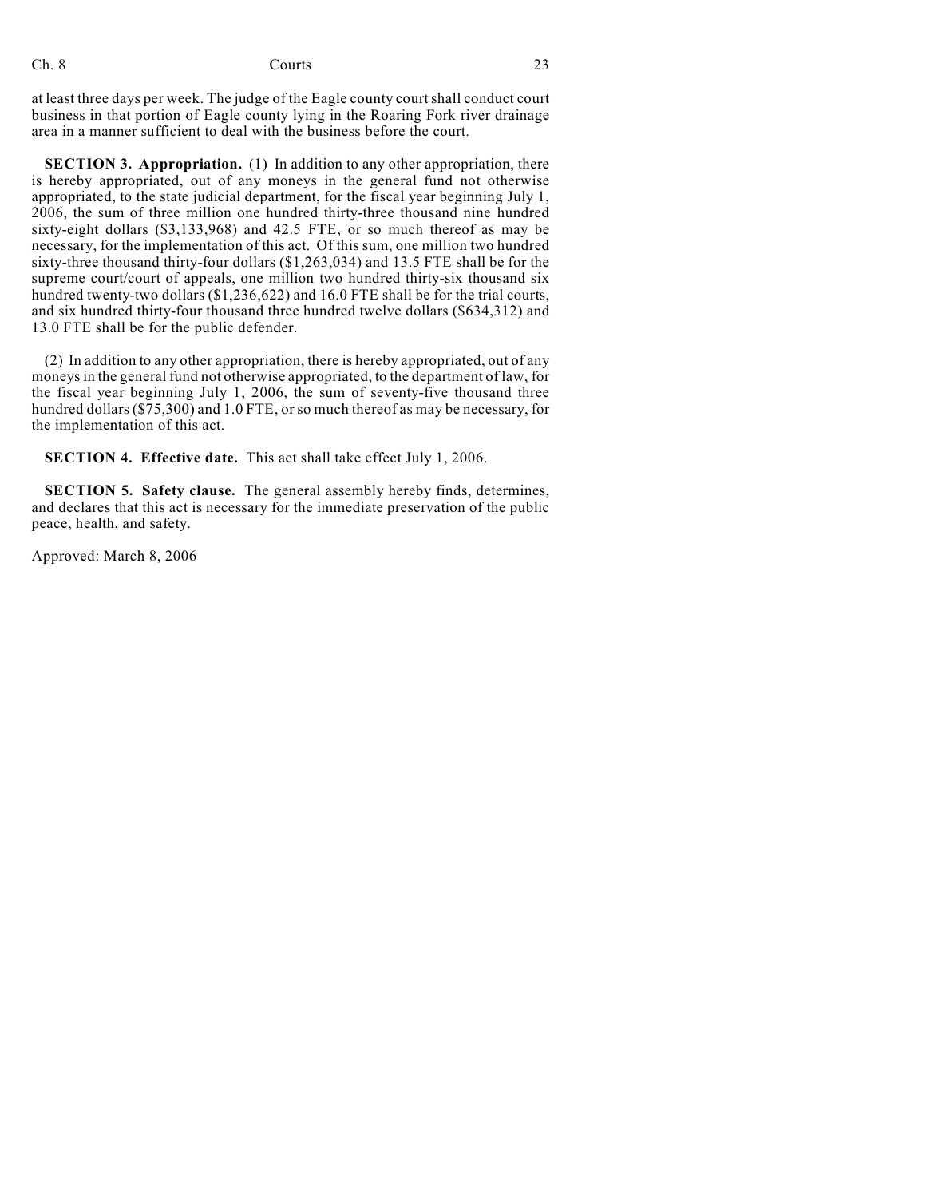at least three days per week. The judge of the Eagle county court shall conduct court business in that portion of Eagle county lying in the Roaring Fork river drainage area in a manner sufficient to deal with the business before the court.

**SECTION 3. Appropriation.** (1) In addition to any other appropriation, there is hereby appropriated, out of any moneys in the general fund not otherwise appropriated, to the state judicial department, for the fiscal year beginning July 1, 2006, the sum of three million one hundred thirty-three thousand nine hundred sixty-eight dollars ($3,133,968) and 42.5 FTE, or so much thereof as may be necessary, for the implementation of this act. Of this sum, one million two hundred sixty-three thousand thirty-four dollars ($1,263,034) and 13.5 FTE shall be for the supreme court/court of appeals, one million two hundred thirty-six thousand six hundred twenty-two dollars ($1,236,622) and 16.0 FTE shall be for the trial courts, and six hundred thirty-four thousand three hundred twelve dollars ($634,312) and 13.0 FTE shall be for the public defender.

(2) In addition to any other appropriation, there is hereby appropriated, out of any moneys in the general fund not otherwise appropriated, to the department of law, for the fiscal year beginning July 1, 2006, the sum of seventy-five thousand three hundred dollars ($75,300) and 1.0 FTE, or so much thereof as may be necessary, for the implementation of this act.

**SECTION 4. Effective date.** This act shall take effect July 1, 2006.

**SECTION 5. Safety clause.** The general assembly hereby finds, determines, and declares that this act is necessary for the immediate preservation of the public peace, health, and safety.

Approved: March 8, 2006